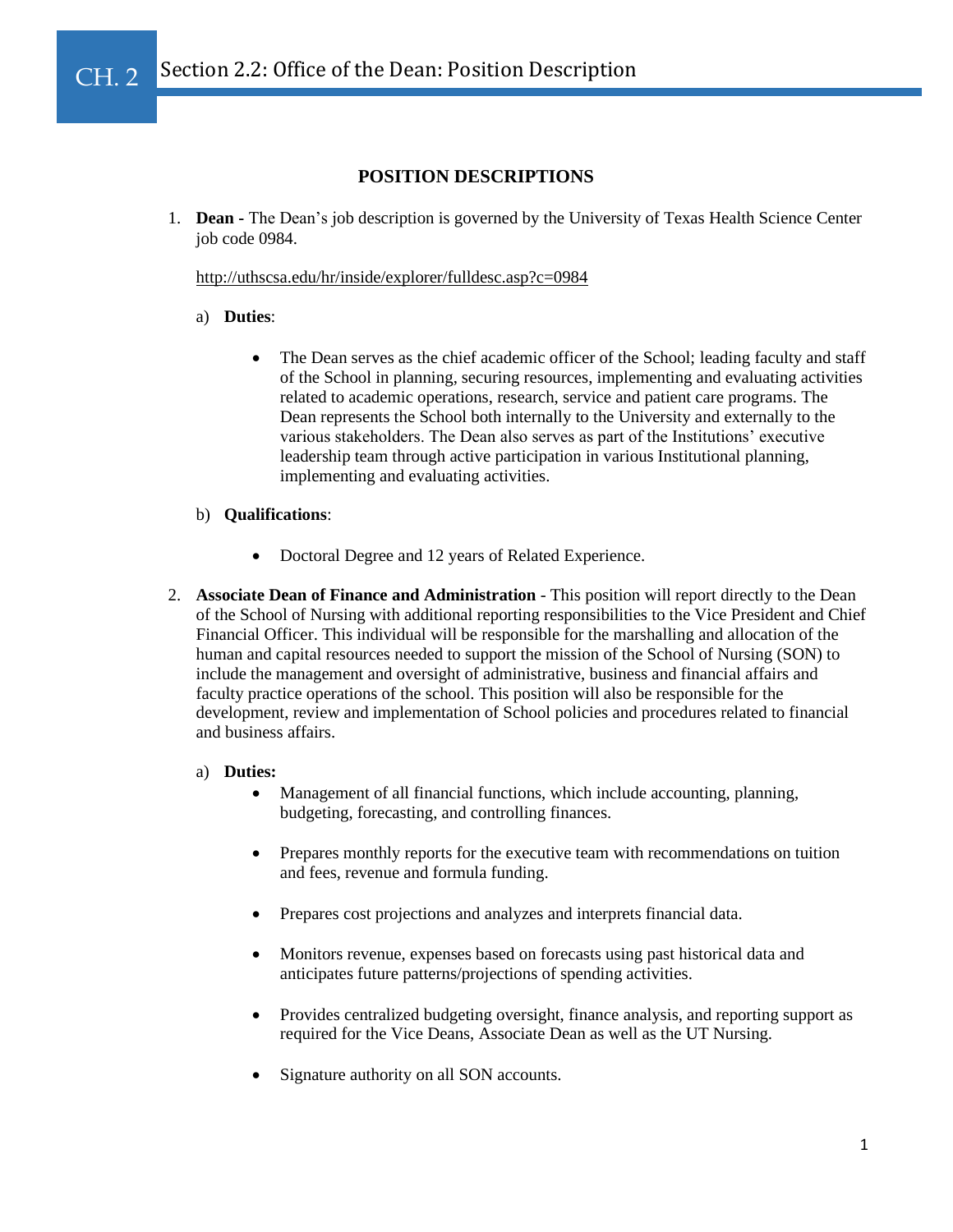# CH. 2 Section 2.2: Office of the Dean: Position Description

## POSITION DESCRIPTIONS

1. **Dean -** The Dean's job description is governed by the University of Texas Health Science Center job code 0984.

   http://uthscsa.edu/hr/inside/explorer/fulldesc.asp?c=0984

   a) **Duties**:

      - The Dean serves as the chief academic officer of the School; leading faculty and staff of the School in planning, securing resources, implementing and evaluating activities related to academic operations, research, service and patient care programs. The Dean represents the School both internally to the University and externally to the various stakeholders. The Dean also serves as part of the Institutions' executive leadership team through active participation in various Institutional planning, implementing and evaluating activities.

   b) **Qualifications**:

      - Doctoral Degree and 12 years of Related Experience.

2. **Associate Dean of Finance and Administration** - This position will report directly to the Dean of the School of Nursing with additional reporting responsibilities to the Vice President and Chief Financial Officer. This individual will be responsible for the marshalling and allocation of the human and capital resources needed to support the mission of the School of Nursing (SON) to include the management and oversight of administrative, business and financial affairs and faculty practice operations of the school. This position will also be responsible for the development, review and implementation of School policies and procedures related to financial and business affairs.

   a) **Duties:**

      - Management of all financial functions, which include accounting, planning, budgeting, forecasting, and controlling finances.

      - Prepares monthly reports for the executive team with recommendations on tuition and fees, revenue and formula funding.

      - Prepares cost projections and analyzes and interprets financial data.

      - Monitors revenue, expenses based on forecasts using past historical data and anticipates future patterns/projections of spending activities.

      - Provides centralized budgeting oversight, finance analysis, and reporting support as required for the Vice Deans, Associate Dean as well as the UT Nursing.

      - Signature authority on all SON accounts.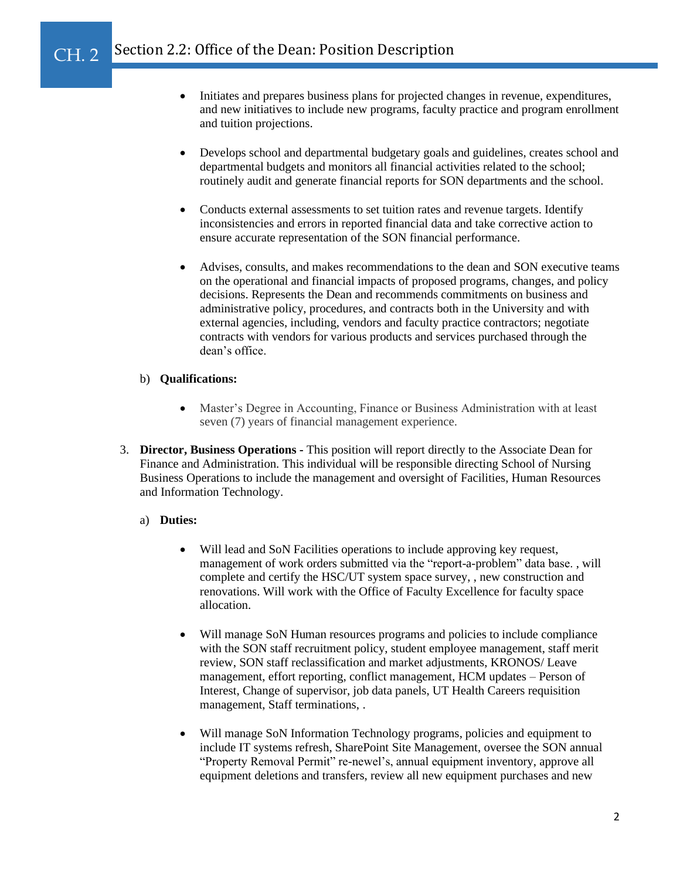- Initiates and prepares business plans for projected changes in revenue, expenditures, and new initiatives to include new programs, faculty practice and program enrollment and tuition projections.

- Develops school and departmental budgetary goals and guidelines, creates school and departmental budgets and monitors all financial activities related to the school; routinely audit and generate financial reports for SON departments and the school.

- Conducts external assessments to set tuition rates and revenue targets. Identify inconsistencies and errors in reported financial data and take corrective action to ensure accurate representation of the SON financial performance.

- Advises, consults, and makes recommendations to the dean and SON executive teams on the operational and financial impacts of proposed programs, changes, and policy decisions. Represents the Dean and recommends commitments on business and administrative policy, procedures, and contracts both in the University and with external agencies, including, vendors and faculty practice contractors; negotiate contracts with vendors for various products and services purchased through the dean's office.

b) **Qualifications:**

- Master's Degree in Accounting, Finance or Business Administration with at least seven (7) years of financial management experience.

3. **Director, Business Operations** - This position will report directly to the Associate Dean for Finance and Administration. This individual will be responsible directing School of Nursing Business Operations to include the management and oversight of Facilities, Human Resources and Information Technology.

   a) **Duties:**

   - Will lead and SoN Facilities operations to include approving key request, management of work orders submitted via the "report-a-problem" data base. , will complete and certify the HSC/UT system space survey, , new construction and renovations. Will work with the Office of Faculty Excellence for faculty space allocation.

   - Will manage SoN Human resources programs and policies to include compliance with the SON staff recruitment policy, student employee management, staff merit review, SON staff reclassification and market adjustments, KRONOS/ Leave management, effort reporting, conflict management, HCM updates – Person of Interest, Change of supervisor, job data panels, UT Health Careers requisition management, Staff terminations, .

   - Will manage SoN Information Technology programs, policies and equipment to include IT systems refresh, SharePoint Site Management, oversee the SON annual "Property Removal Permit" re-newel's, annual equipment inventory, approve all equipment deletions and transfers, review all new equipment purchases and new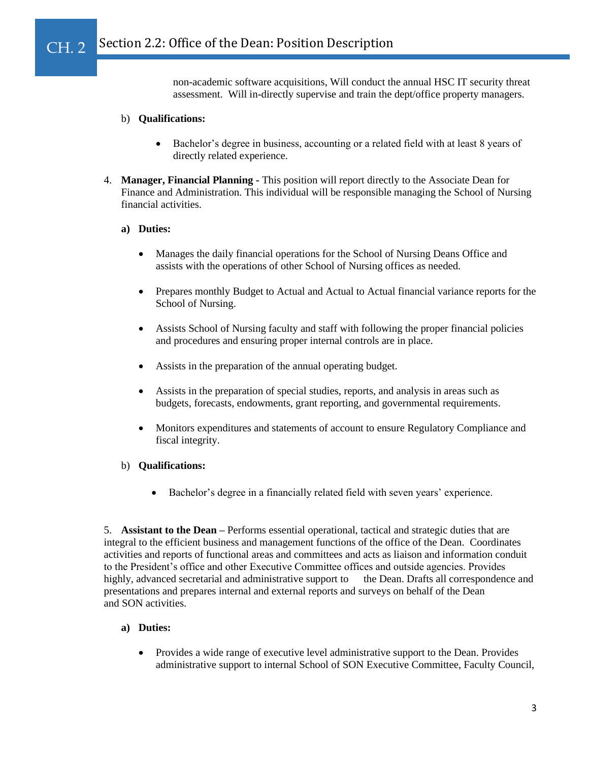non-academic software acquisitions, Will conduct the annual HSC IT security threat assessment. Will in-directly supervise and train the dept/office property managers.

b) **Qualifications:**

- Bachelor's degree in business, accounting or a related field with at least 8 years of directly related experience.

4. **Manager, Financial Planning -** This position will report directly to the Associate Dean for Finance and Administration. This individual will be responsible managing the School of Nursing financial activities.

   **a) Duties:**

   - Manages the daily financial operations for the School of Nursing Deans Office and assists with the operations of other School of Nursing offices as needed.
   - Prepares monthly Budget to Actual and Actual to Actual financial variance reports for the School of Nursing.
   - Assists School of Nursing faculty and staff with following the proper financial policies and procedures and ensuring proper internal controls are in place.
   - Assists in the preparation of the annual operating budget.
   - Assists in the preparation of special studies, reports, and analysis in areas such as budgets, forecasts, endowments, grant reporting, and governmental requirements.
   - Monitors expenditures and statements of account to ensure Regulatory Compliance and fiscal integrity.

   b) **Qualifications:**

   - Bachelor's degree in a financially related field with seven years' experience.

5. **Assistant to the Dean –** Performs essential operational, tactical and strategic duties that are integral to the efficient business and management functions of the office of the Dean. Coordinates activities and reports of functional areas and committees and acts as liaison and information conduit to the President's office and other Executive Committee offices and outside agencies. Provides highly, advanced secretarial and administrative support to the Dean. Drafts all correspondence and presentations and prepares internal and external reports and surveys on behalf of the Dean and SON activities.

   **a) Duties:**

   - Provides a wide range of executive level administrative support to the Dean. Provides administrative support to internal School of SON Executive Committee, Faculty Council,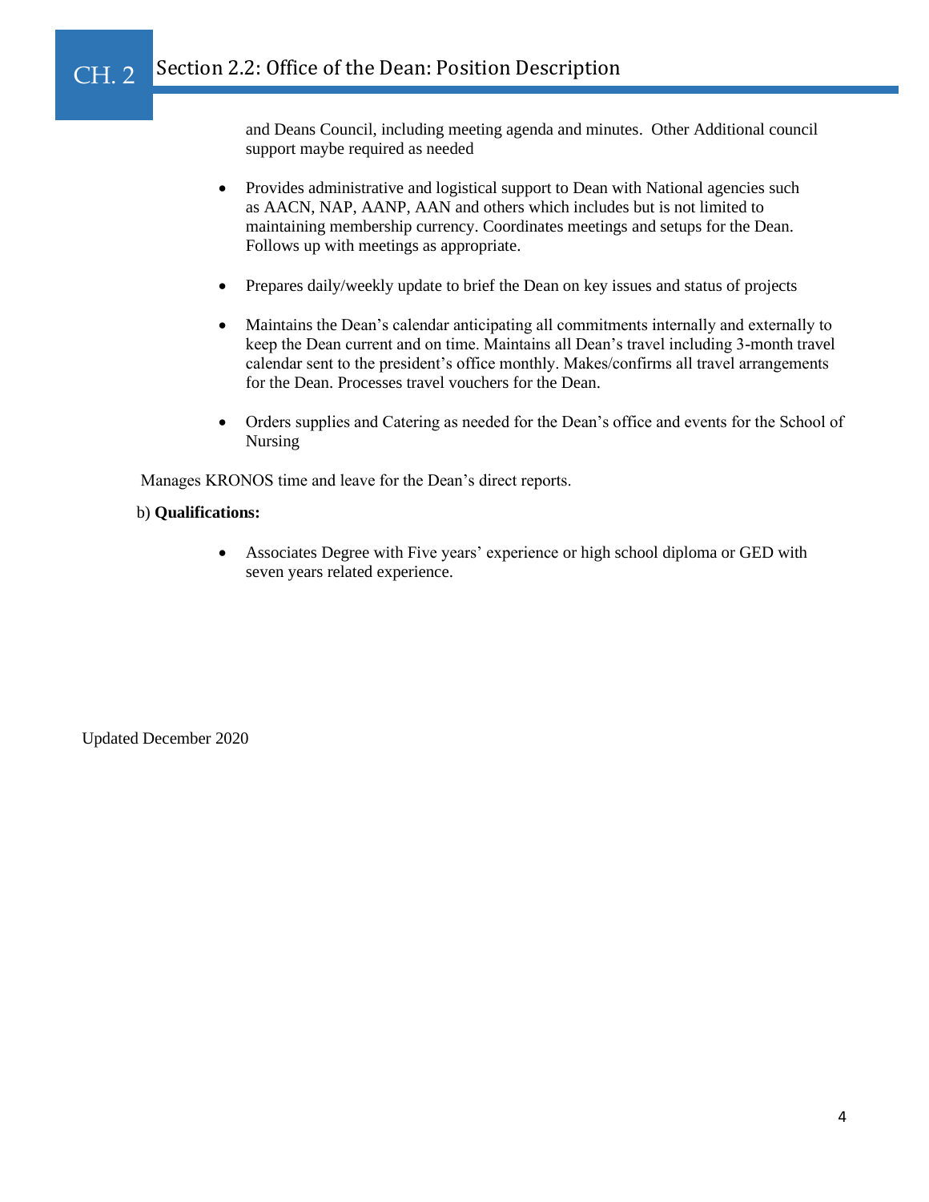and Deans Council, including meeting agenda and minutes. Other Additional council support maybe required as needed

- Provides administrative and logistical support to Dean with National agencies such as AACN, NAP, AANP, AAN and others which includes but is not limited to maintaining membership currency. Coordinates meetings and setups for the Dean. Follows up with meetings as appropriate.

- Prepares daily/weekly update to brief the Dean on key issues and status of projects

- Maintains the Dean's calendar anticipating all commitments internally and externally to keep the Dean current and on time. Maintains all Dean's travel including 3-month travel calendar sent to the president's office monthly. Makes/confirms all travel arrangements for the Dean. Processes travel vouchers for the Dean.

- Orders supplies and Catering as needed for the Dean's office and events for the School of Nursing

Manages KRONOS time and leave for the Dean's direct reports.

b) **Qualifications:**

- Associates Degree with Five years' experience or high school diploma or GED with seven years related experience.

Updated December 2020